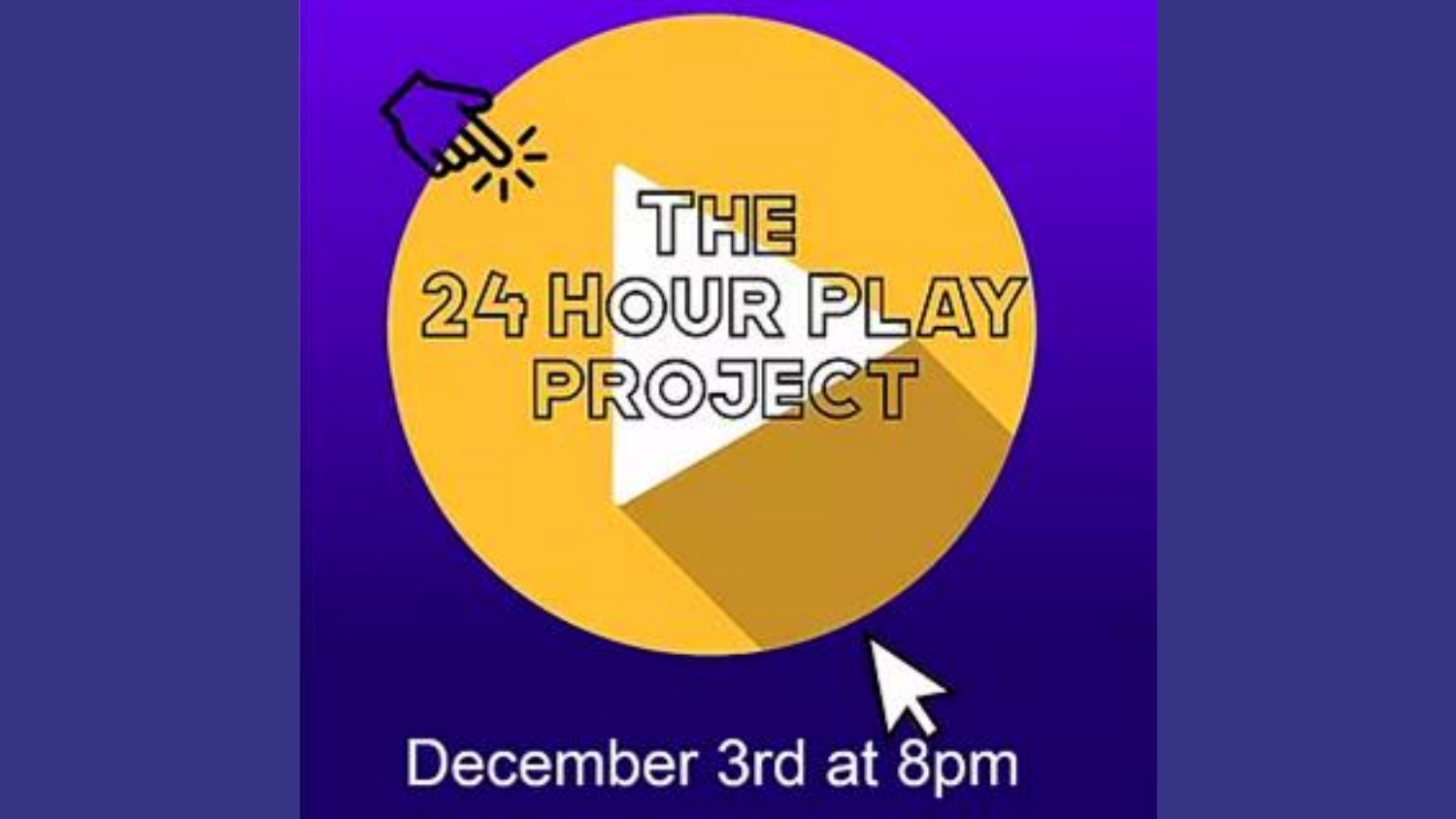# THE 24 HOUR PLAY PROJECT

December 3rd at 8pm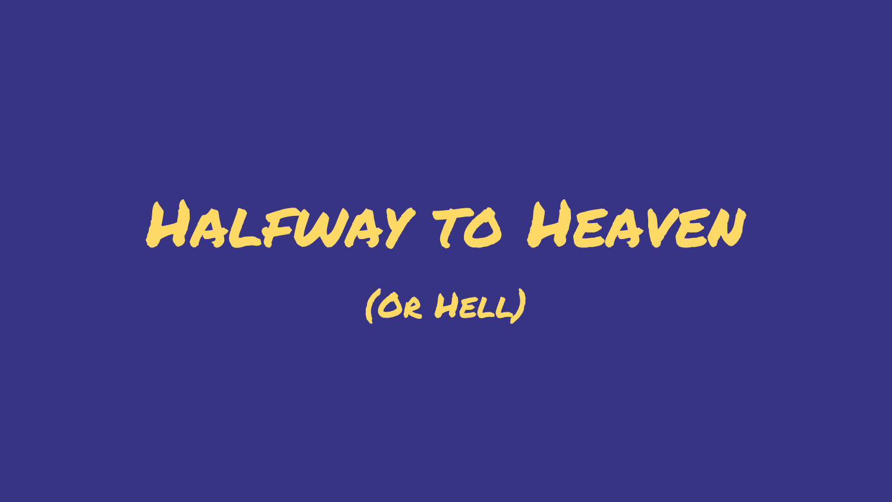# Halfway to Heaven

## (Or Hell)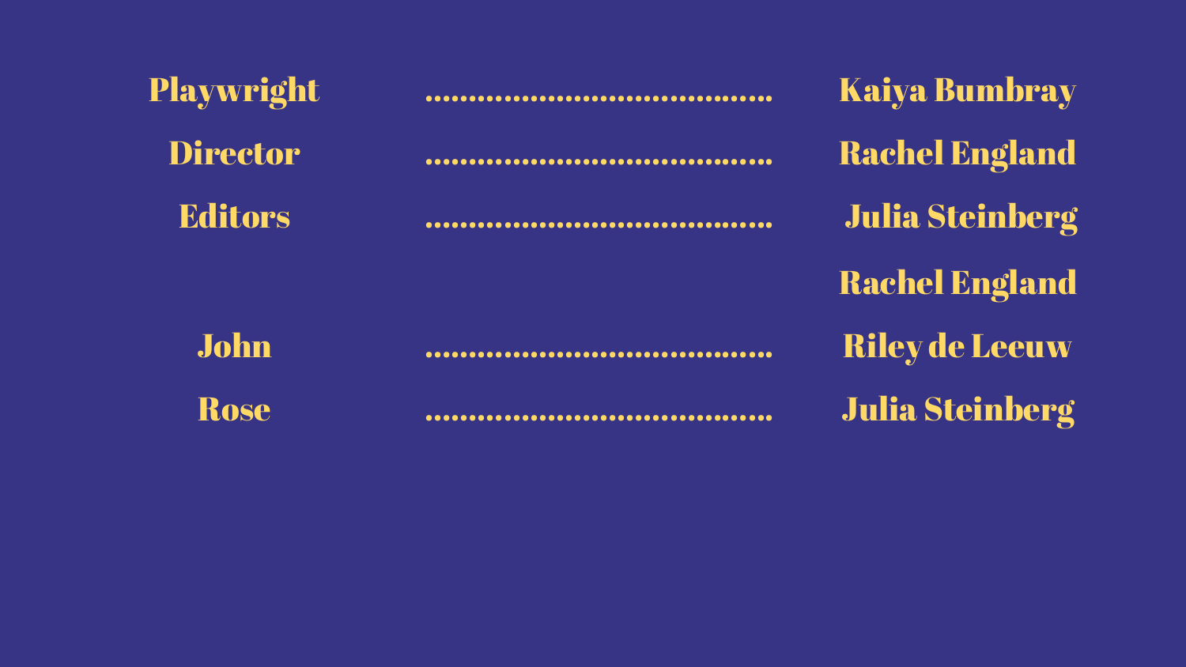| Role | | Name |
| --- | --- | --- |
| Playwright | ......................................... | Kaiya Bumbray |
| Director | ......................................... | Rachel England |
| Editors | ......................................... | Julia Steinberg |
| | | Rachel England |
| John | ......................................... | Riley de Leeuw |
| Rose | ......................................... | Julia Steinberg |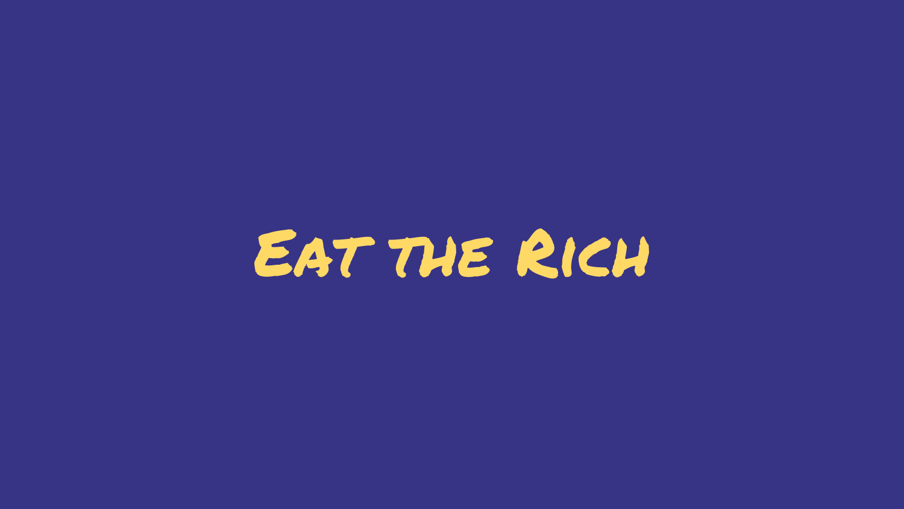# Eat the Rich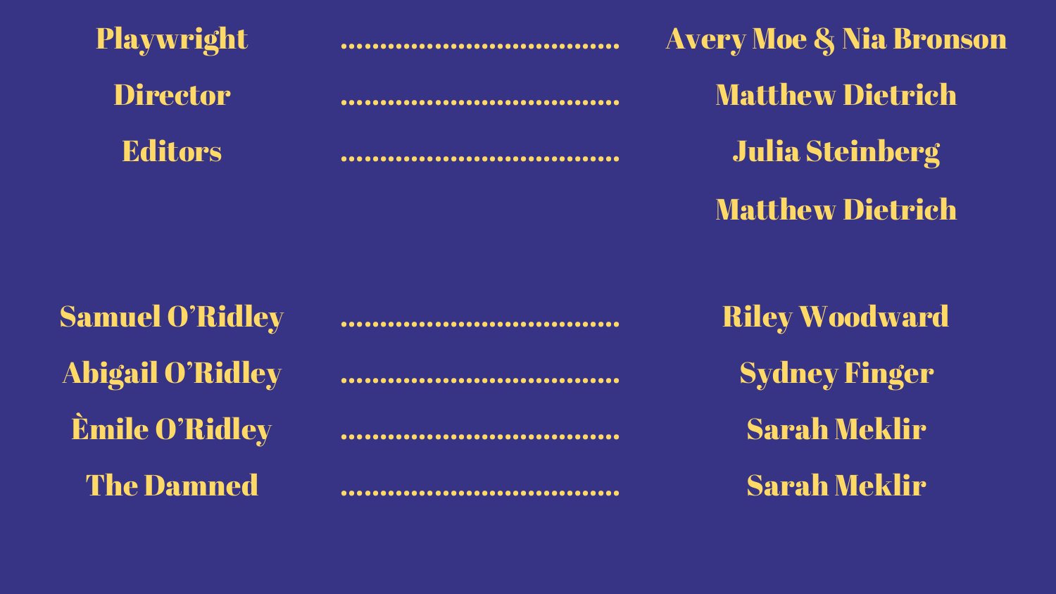Playwright .................................... Avery Moe & Nia Bronson

Director .................................... Matthew Dietrich

Editors .................................... Julia Steinberg

Matthew Dietrich

Samuel O'Ridley .................................... Riley Woodward

Abigail O'Ridley .................................... Sydney Finger

Èmile O'Ridley .................................... Sarah Meklir

The Damned .................................... Sarah Meklir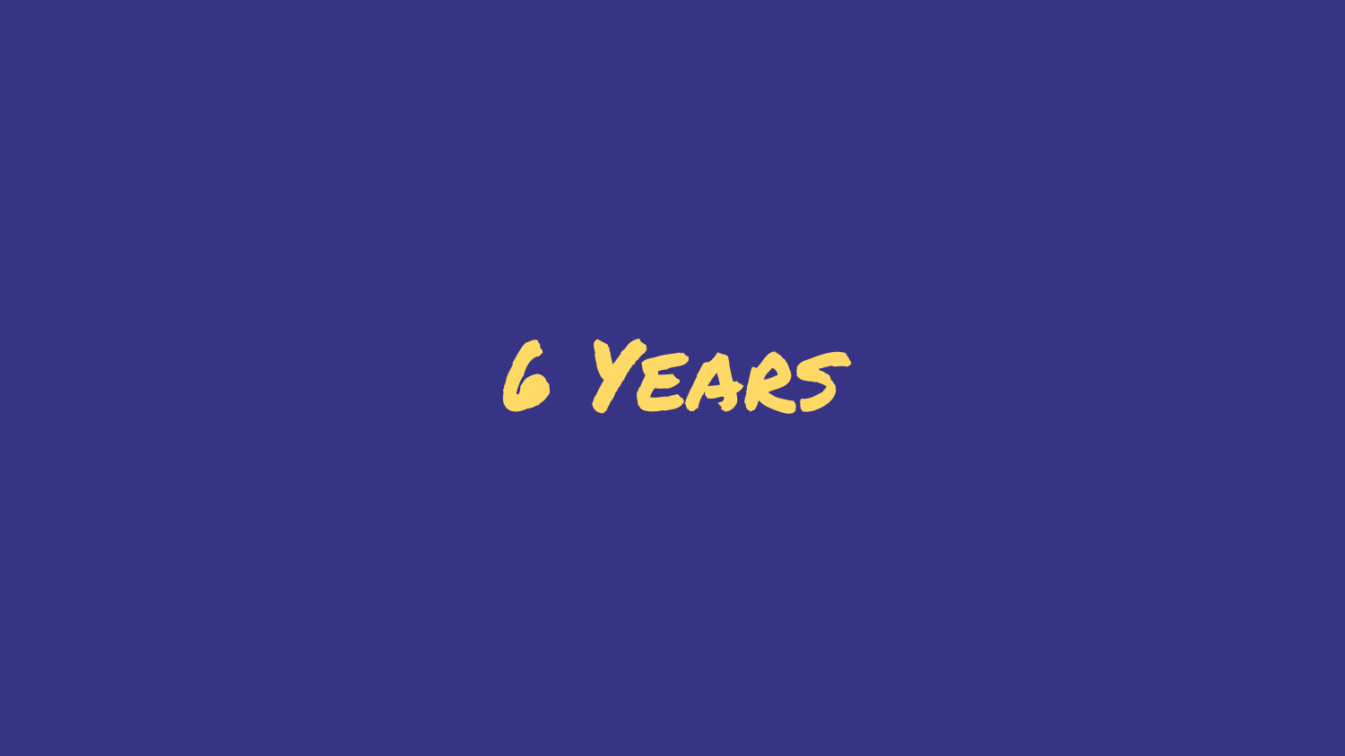# 6 Years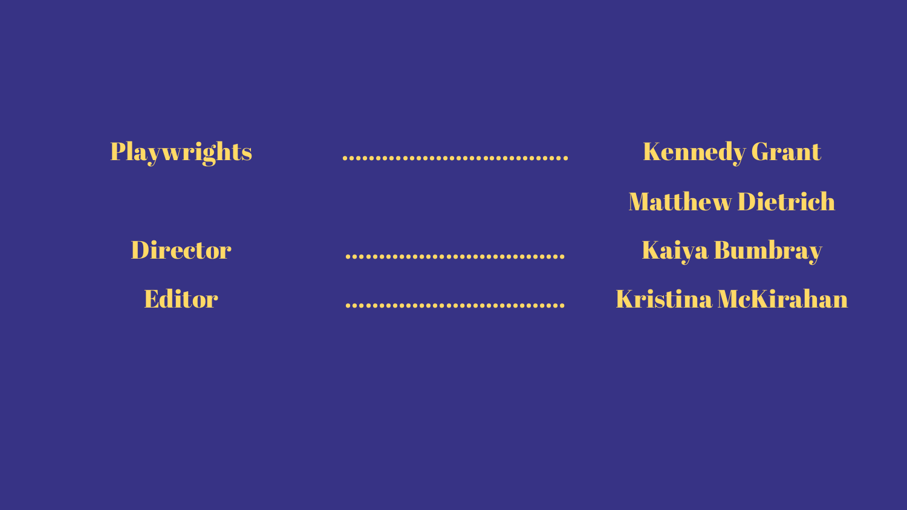| | | |
|---|---|---|
| **Playwrights** | ................................ | **Kennedy Grant** |
| | | **Matthew Dietrich** |
| **Director** | ................................ | **Kaiya Bumbray** |
| **Editor** | ................................ | **Kristina McKirahan** |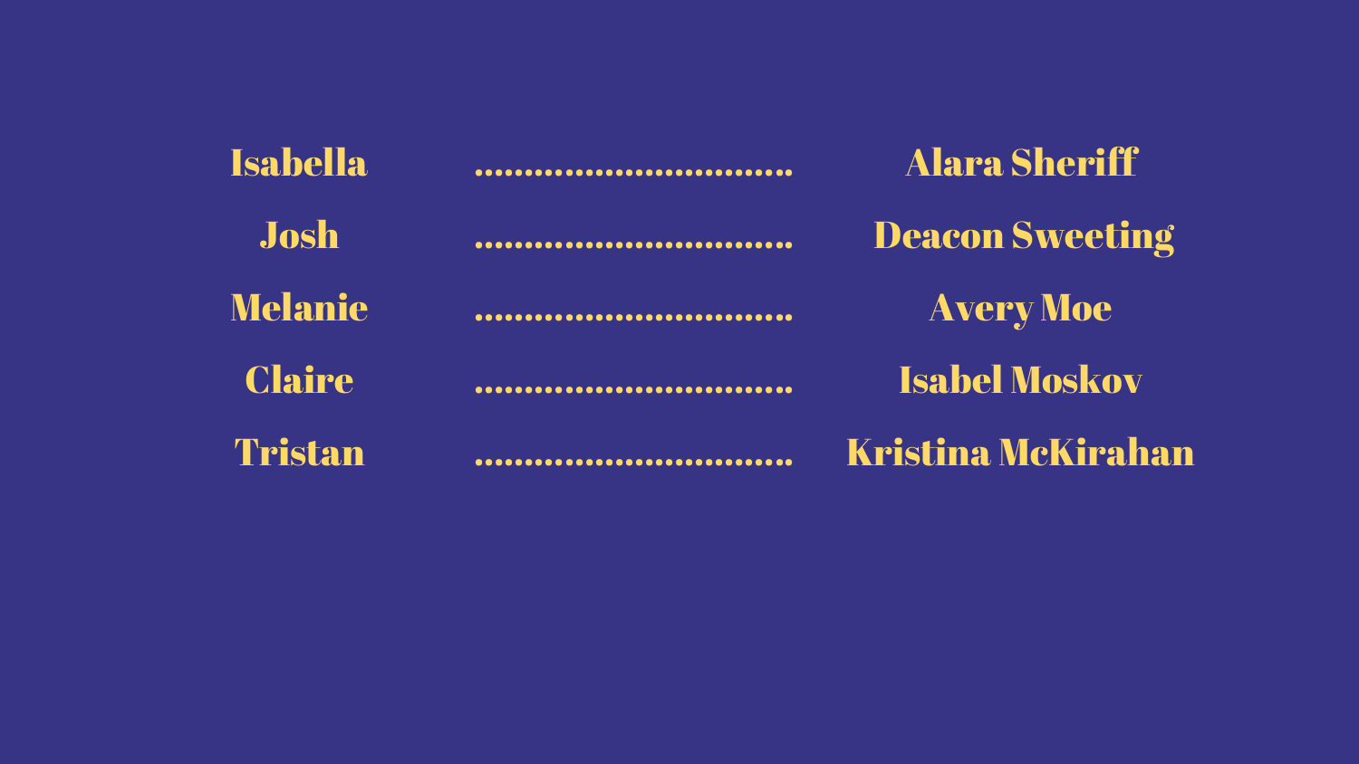Isabella ................................ Alara Sheriff

Josh ................................ Deacon Sweeting

Melanie ................................ Avery Moe

Claire ................................ Isabel Moskov

Tristan ................................ Kristina McKirahan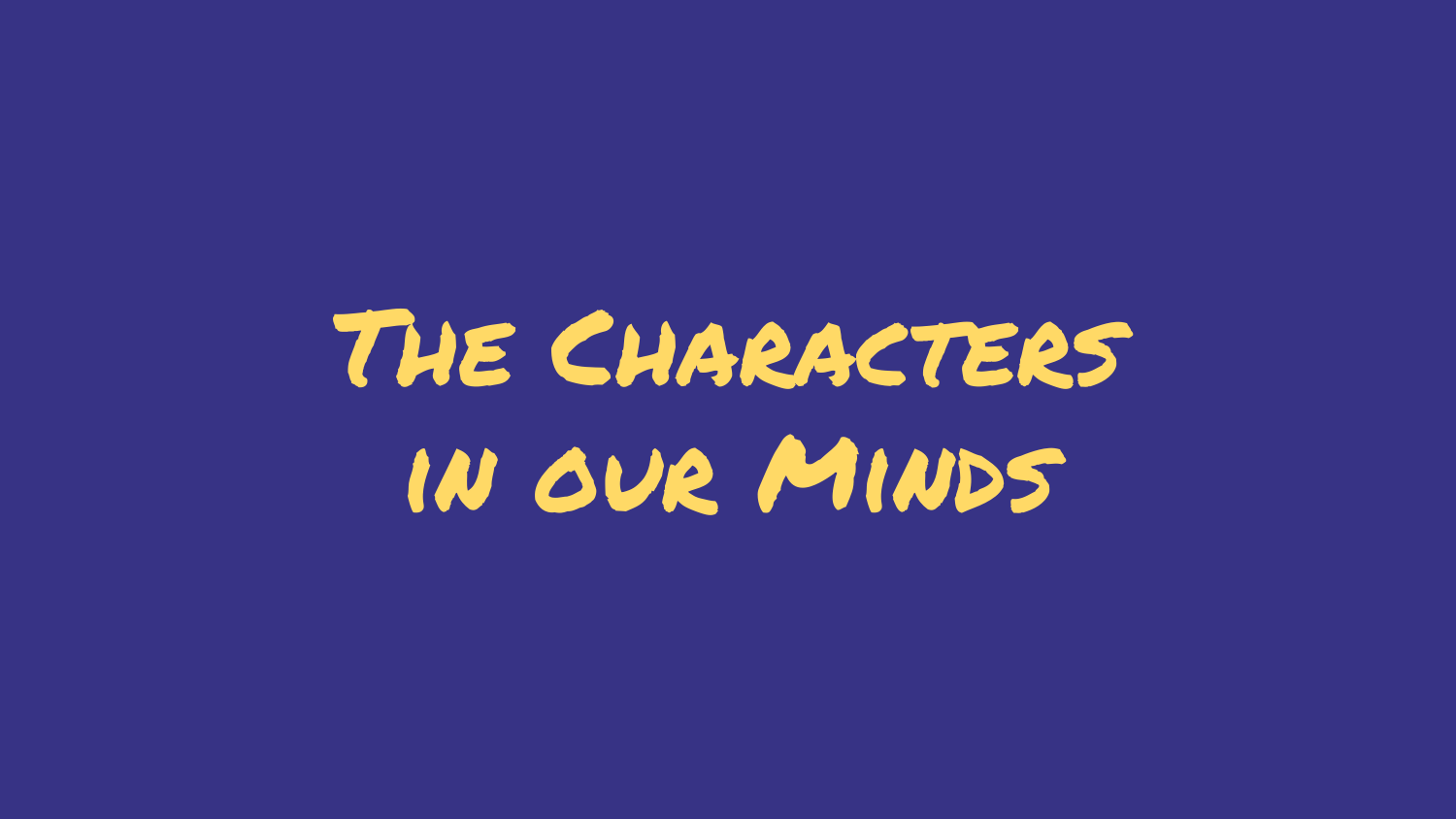# The Characters in our Minds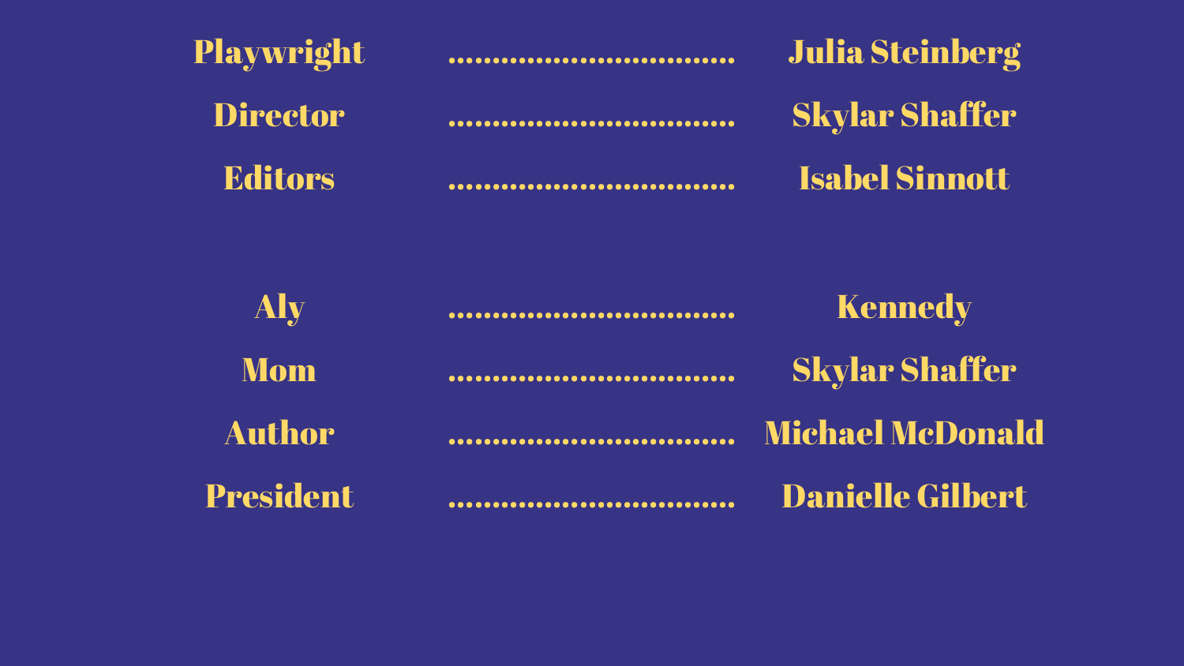Playwright .................................. Julia Steinberg

Director .................................. Skylar Shaffer

Editors .................................. Isabel Sinnott

Aly .................................. Kennedy

Mom .................................. Skylar Shaffer

Author .................................. Michael McDonald

President .................................. Danielle Gilbert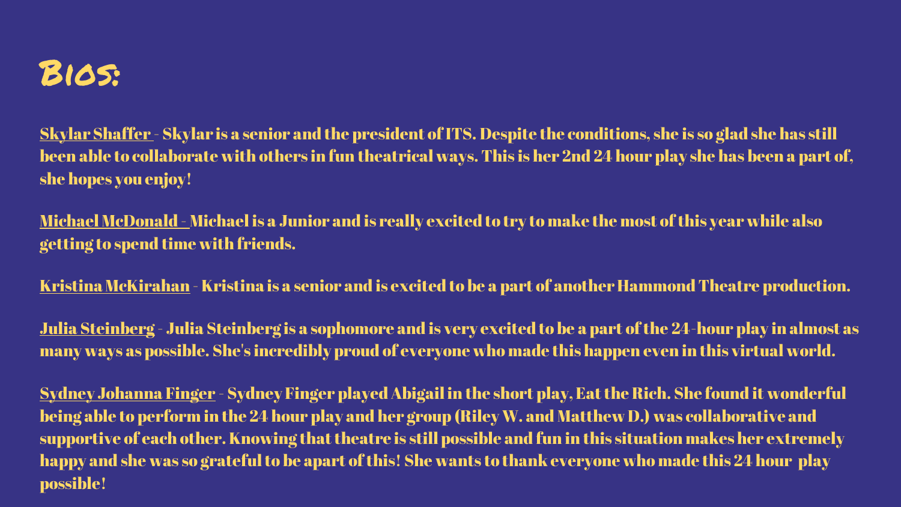# Bios:

<u>Skylar Shaffer</u> - Skylar is a senior and the president of ITS. Despite the conditions, she is so glad she has still been able to collaborate with others in fun theatrical ways. This is her 2nd 24 hour play she has been a part of, she hopes you enjoy!

<u>Michael McDonald</u> - Michael is a Junior and is really excited to try to make the most of this year while also getting to spend time with friends.

<u>Kristina McKirahan</u> - Kristina is a senior and is excited to be a part of another Hammond Theatre production.

<u>Julia Steinberg</u> - Julia Steinberg is a sophomore and is very excited to be a part of the 24-hour play in almost as many ways as possible. She's incredibly proud of everyone who made this happen even in this virtual world.

<u>Sydney Johanna Finger</u> - Sydney Finger played Abigail in the short play, Eat the Rich. She found it wonderful being able to perform in the 24 hour play and her group (Riley W. and Matthew D.) was collaborative and supportive of each other. Knowing that theatre is still possible and fun in this situation makes her extremely happy and she was so grateful to be apart of this! She wants to thank everyone who made this 24 hour play possible!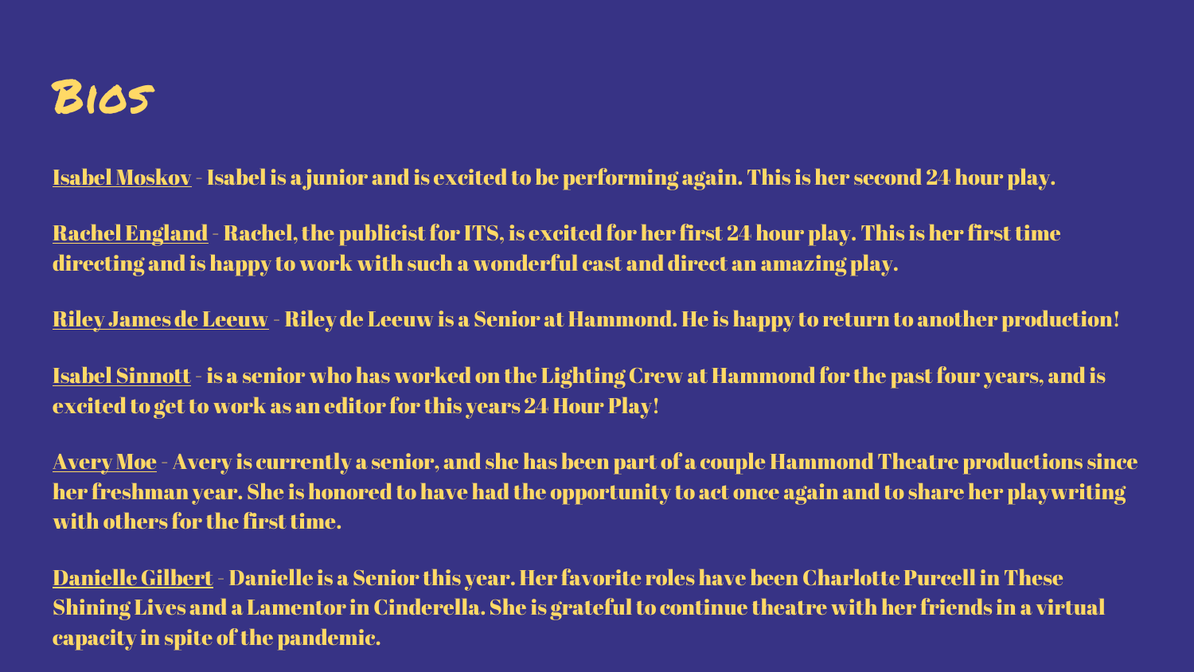# Bios

Isabel Moskov - Isabel is a junior and is excited to be performing again. This is her second 24 hour play.

Rachel England - Rachel, the publicist for ITS, is excited for her first 24 hour play. This is her first time directing and is happy to work with such a wonderful cast and direct an amazing play.

Riley James de Leeuw - Riley de Leeuw is a Senior at Hammond. He is happy to return to another production!

Isabel Sinnott - is a senior who has worked on the Lighting Crew at Hammond for the past four years, and is excited to get to work as an editor for this years 24 Hour Play!

Avery Moe - Avery is currently a senior, and she has been part of a couple Hammond Theatre productions since her freshman year. She is honored to have had the opportunity to act once again and to share her playwriting with others for the first time.

Danielle Gilbert - Danielle is a Senior this year. Her favorite roles have been Charlotte Purcell in These Shining Lives and a Lamentor in Cinderella. She is grateful to continue theatre with her friends in a virtual capacity in spite of the pandemic.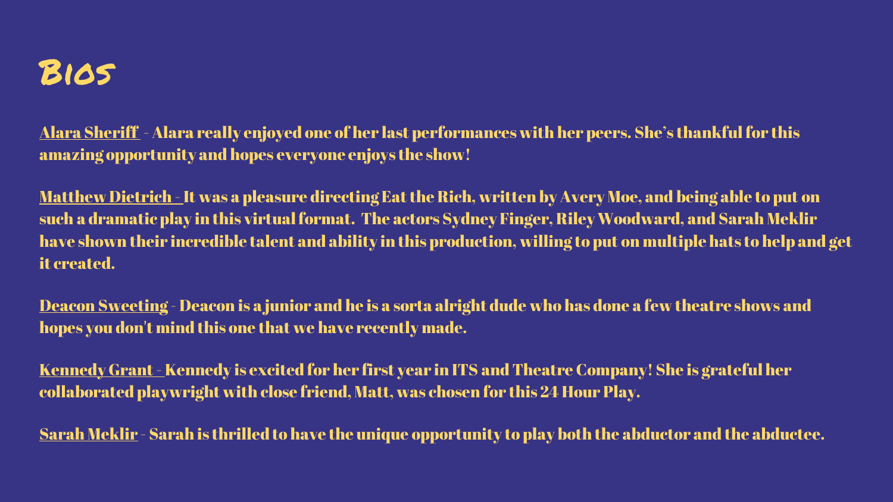# Bios

Alara Sheriff - Alara really enjoyed one of her last performances with her peers. She's thankful for this amazing opportunity and hopes everyone enjoys the show!

Matthew Dietrich - It was a pleasure directing Eat the Rich, written by Avery Moe, and being able to put on such a dramatic play in this virtual format. The actors Sydney Finger, Riley Woodward, and Sarah Meklir have shown their incredible talent and ability in this production, willing to put on multiple hats to help and get it created.

Deacon Sweeting - Deacon is a junior and he is a sorta alright dude who has done a few theatre shows and hopes you don't mind this one that we have recently made.

Kennedy Grant - Kennedy is excited for her first year in ITS and Theatre Company! She is grateful her collaborated playwright with close friend, Matt, was chosen for this 24 Hour Play.

Sarah Meklir - Sarah is thrilled to have the unique opportunity to play both the abductor and the abductee.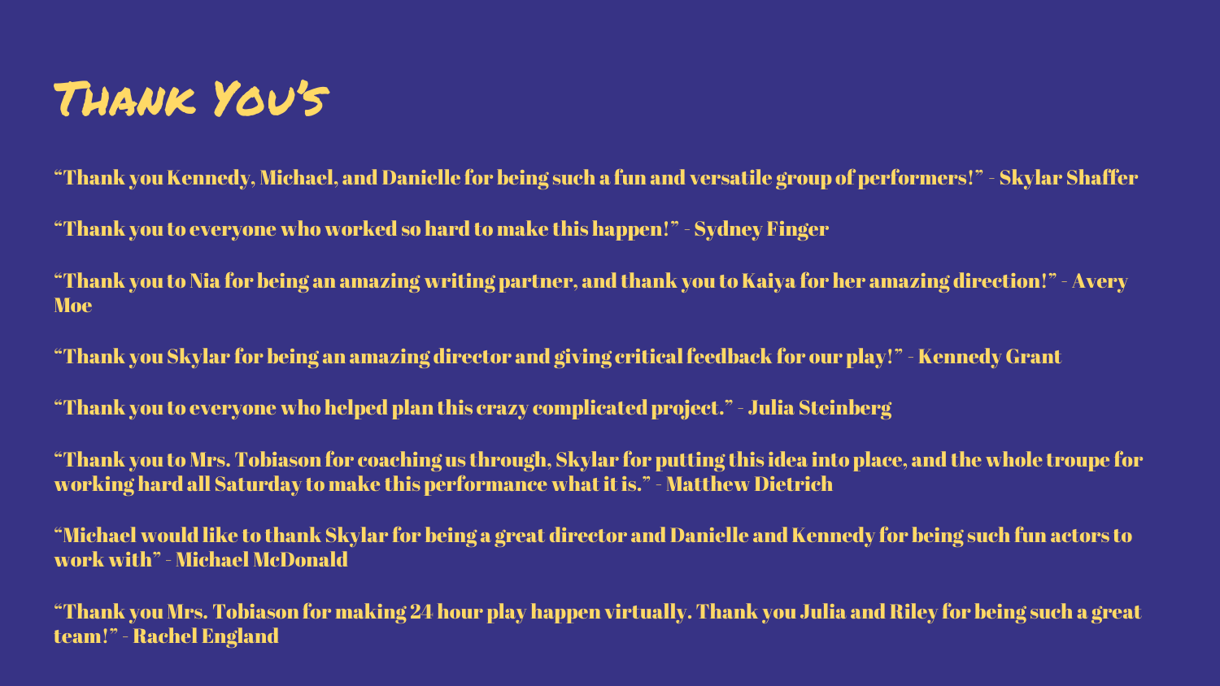# Thank You's

"Thank you Kennedy, Michael, and Danielle for being such a fun and versatile group of performers!" - Skylar Shaffer

"Thank you to everyone who worked so hard to make this happen!" - Sydney Finger

"Thank you to Nia for being an amazing writing partner, and thank you to Kaiya for her amazing direction!" - Avery Moe

"Thank you Skylar for being an amazing director and giving critical feedback for our play!" - Kennedy Grant

"Thank you to everyone who helped plan this crazy complicated project." - Julia Steinberg

"Thank you to Mrs. Tobiason for coaching us through, Skylar for putting this idea into place, and the whole troupe for working hard all Saturday to make this performance what it is." - Matthew Dietrich

"Michael would like to thank Skylar for being a great director and Danielle and Kennedy for being such fun actors to work with" - Michael McDonald

"Thank you Mrs. Tobiason for making 24 hour play happen virtually. Thank you Julia and Riley for being such a great team!" - Rachel England